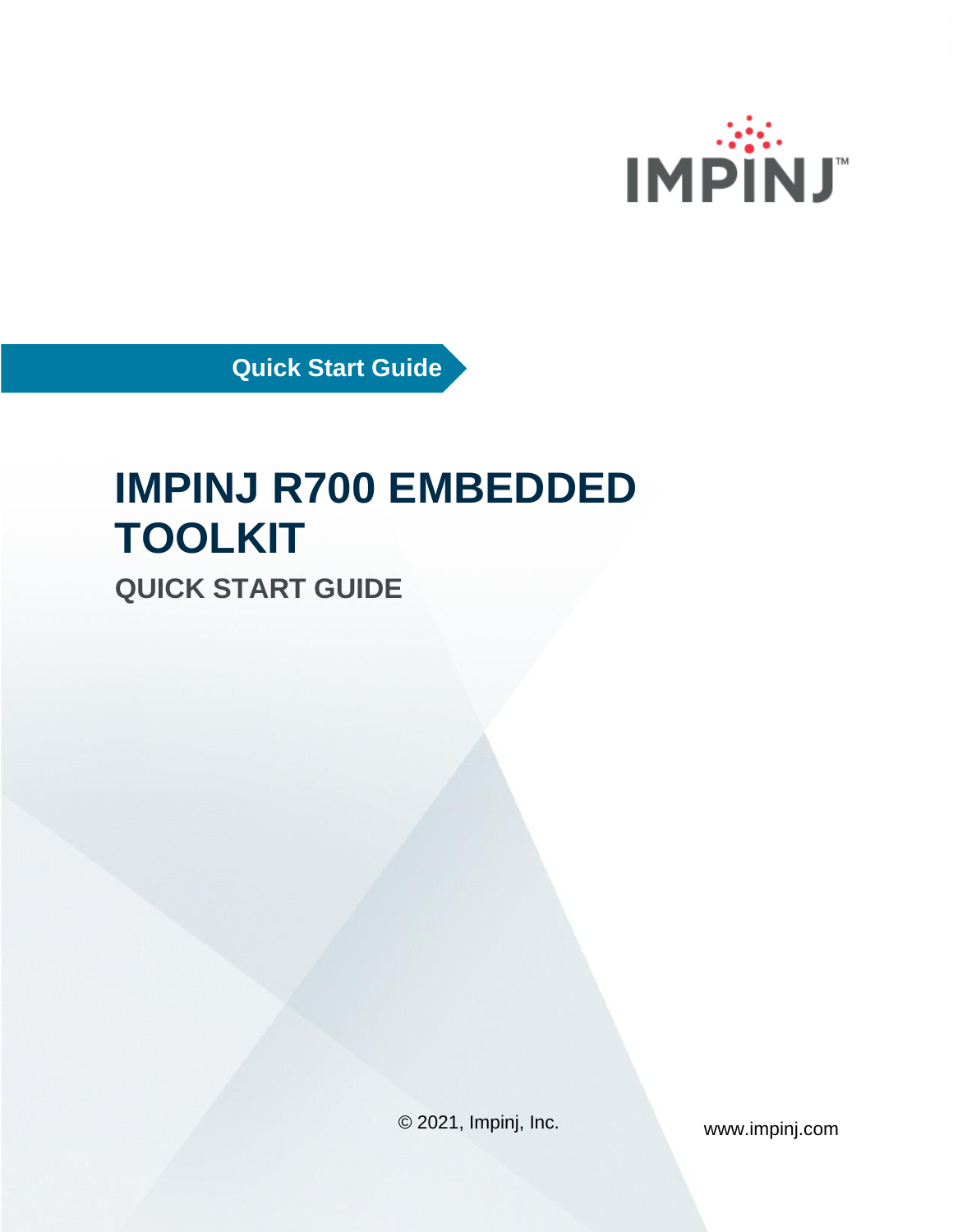IMPINJ™

Quick Start Guide

# IMPINJ R700 EMBEDDED TOOLKIT

## QUICK START GUIDE

© 2021, Impinj, Inc.

www.impinj.com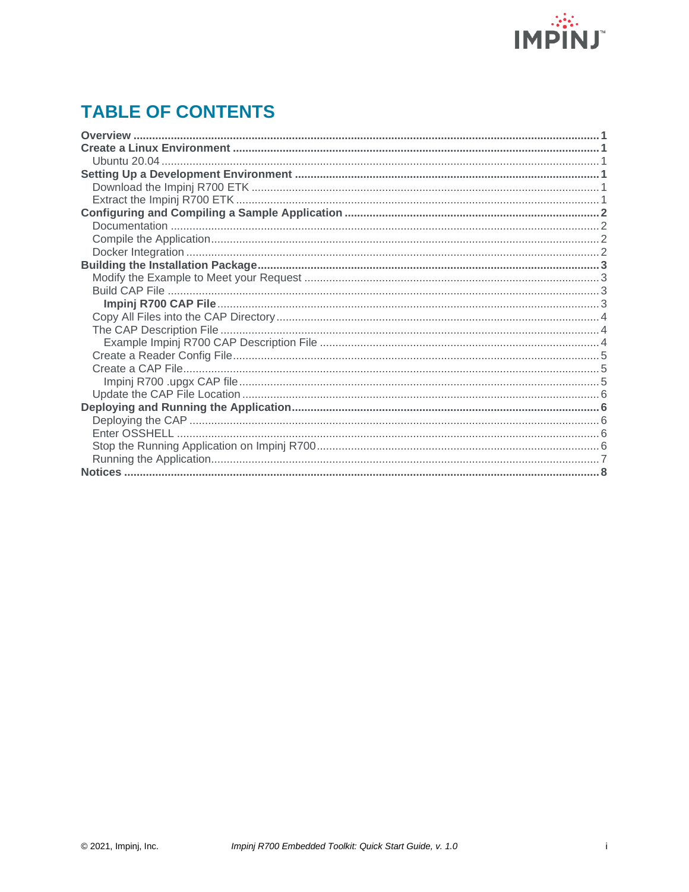# TABLE OF CONTENTS

**Overview** .... **1**
**Create a Linux Environment** .... **1**
- Ubuntu 20.04 .... 1

**Setting Up a Development Environment** .... **1**
- Download the Impinj R700 ETK .... 1
- Extract the Impinj R700 ETK .... 1

**Configuring and Compiling a Sample Application** .... **2**
- Documentation .... 2
- Compile the Application .... 2
- Docker Integration .... 2

**Building the Installation Package** .... **3**
- Modify the Example to Meet your Request .... 3
- Build CAP File .... 3
  - **Impinj R700 CAP File** .... 3
- Copy All Files into the CAP Directory .... 4
- The CAP Description File .... 4
  - Example Impinj R700 CAP Description File .... 4
- Create a Reader Config File .... 5
- Create a CAP File .... 5
  - Impinj R700 .upgx CAP file .... 5
- Update the CAP File Location .... 6

**Deploying and Running the Application** .... **6**
- Deploying the CAP .... 6
- Enter OSSHELL .... 6
- Stop the Running Application on Impinj R700 .... 6
- Running the Application .... 7

**Notices** .... **8**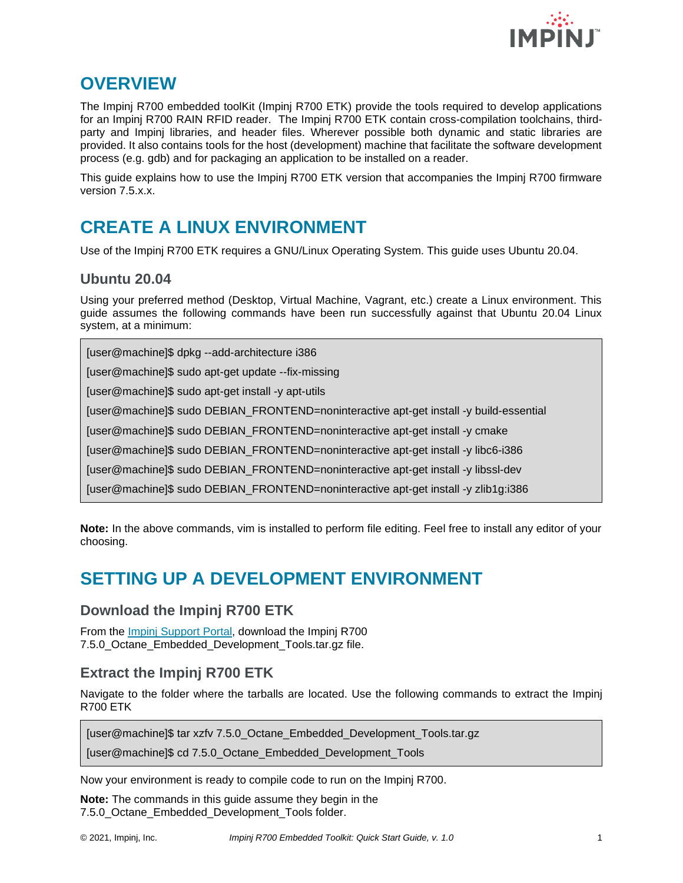# OVERVIEW

The Impinj R700 embedded toolKit (Impinj R700 ETK) provide the tools required to develop applications for an Impinj R700 RAIN RFID reader. The Impinj R700 ETK contain cross-compilation toolchains, third-party and Impinj libraries, and header files. Wherever possible both dynamic and static libraries are provided. It also contains tools for the host (development) machine that facilitate the software development process (e.g. gdb) and for packaging an application to be installed on a reader.

This guide explains how to use the Impinj R700 ETK version that accompanies the Impinj R700 firmware version 7.5.x.x.

# CREATE A LINUX ENVIRONMENT

Use of the Impinj R700 ETK requires a GNU/Linux Operating System. This guide uses Ubuntu 20.04.

## Ubuntu 20.04

Using your preferred method (Desktop, Virtual Machine, Vagrant, etc.) create a Linux environment. This guide assumes the following commands have been run successfully against that Ubuntu 20.04 Linux system, at a minimum:

```
[user@machine]$ dpkg --add-architecture i386
[user@machine]$ sudo apt-get update --fix-missing
[user@machine]$ sudo apt-get install -y apt-utils
[user@machine]$ sudo DEBIAN_FRONTEND=noninteractive apt-get install -y build-essential
[user@machine]$ sudo DEBIAN_FRONTEND=noninteractive apt-get install -y cmake
[user@machine]$ sudo DEBIAN_FRONTEND=noninteractive apt-get install -y libc6-i386
[user@machine]$ sudo DEBIAN_FRONTEND=noninteractive apt-get install -y libssl-dev
[user@machine]$ sudo DEBIAN_FRONTEND=noninteractive apt-get install -y zlib1g:i386
```

**Note:** In the above commands, vim is installed to perform file editing. Feel free to install any editor of your choosing.

# SETTING UP A DEVELOPMENT ENVIRONMENT

## Download the Impinj R700 ETK

From the Impinj Support Portal, download the Impinj R700 7.5.0_Octane_Embedded_Development_Tools.tar.gz file.

## Extract the Impinj R700 ETK

Navigate to the folder where the tarballs are located. Use the following commands to extract the Impinj R700 ETK

```
[user@machine]$ tar xzfv 7.5.0_Octane_Embedded_Development_Tools.tar.gz
[user@machine]$ cd 7.5.0_Octane_Embedded_Development_Tools
```

Now your environment is ready to compile code to run on the Impinj R700.

**Note:** The commands in this guide assume they begin in the 7.5.0_Octane_Embedded_Development_Tools folder.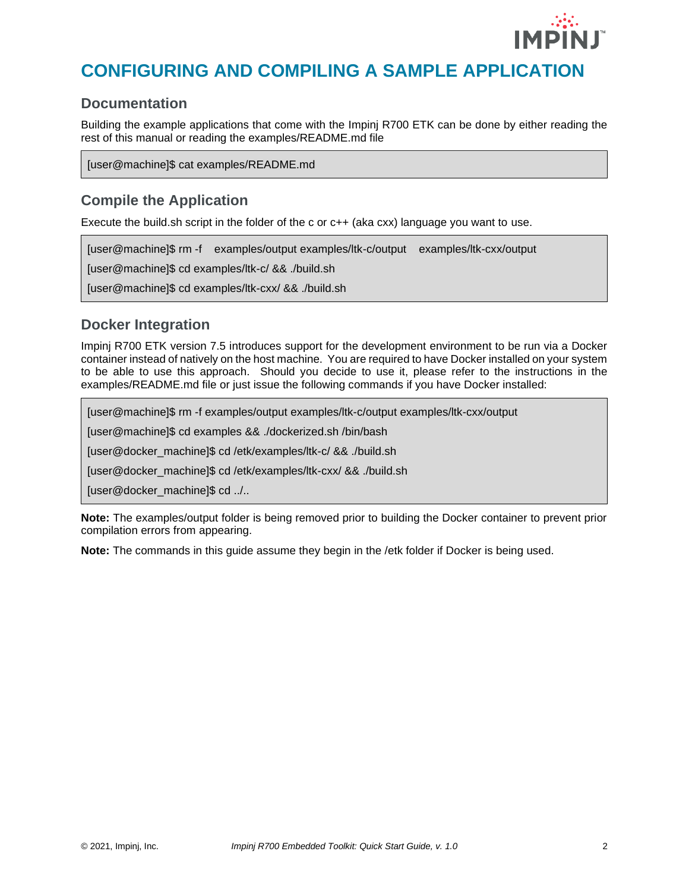# CONFIGURING AND COMPILING A SAMPLE APPLICATION

## Documentation

Building the example applications that come with the Impinj R700 ETK can be done by either reading the rest of this manual or reading the examples/README.md file

```
[user@machine]$ cat examples/README.md
```

## Compile the Application

Execute the build.sh script in the folder of the c or c++ (aka cxx) language you want to use.

```
[user@machine]$ rm -f   examples/output examples/ltk-c/output   examples/ltk-cxx/output
[user@machine]$ cd examples/ltk-c/ && ./build.sh
[user@machine]$ cd examples/ltk-cxx/ && ./build.sh
```

## Docker Integration

Impinj R700 ETK version 7.5 introduces support for the development environment to be run via a Docker container instead of natively on the host machine. You are required to have Docker installed on your system to be able to use this approach. Should you decide to use it, please refer to the instructions in the examples/README.md file or just issue the following commands if you have Docker installed:

```
[user@machine]$ rm -f examples/output examples/ltk-c/output examples/ltk-cxx/output
[user@machine]$ cd examples && ./dockerized.sh /bin/bash
[user@docker_machine]$ cd /etk/examples/ltk-c/ && ./build.sh
[user@docker_machine]$ cd /etk/examples/ltk-cxx/ && ./build.sh
[user@docker_machine]$ cd ../..
```

**Note:** The examples/output folder is being removed prior to building the Docker container to prevent prior compilation errors from appearing.

**Note:** The commands in this guide assume they begin in the /etk folder if Docker is being used.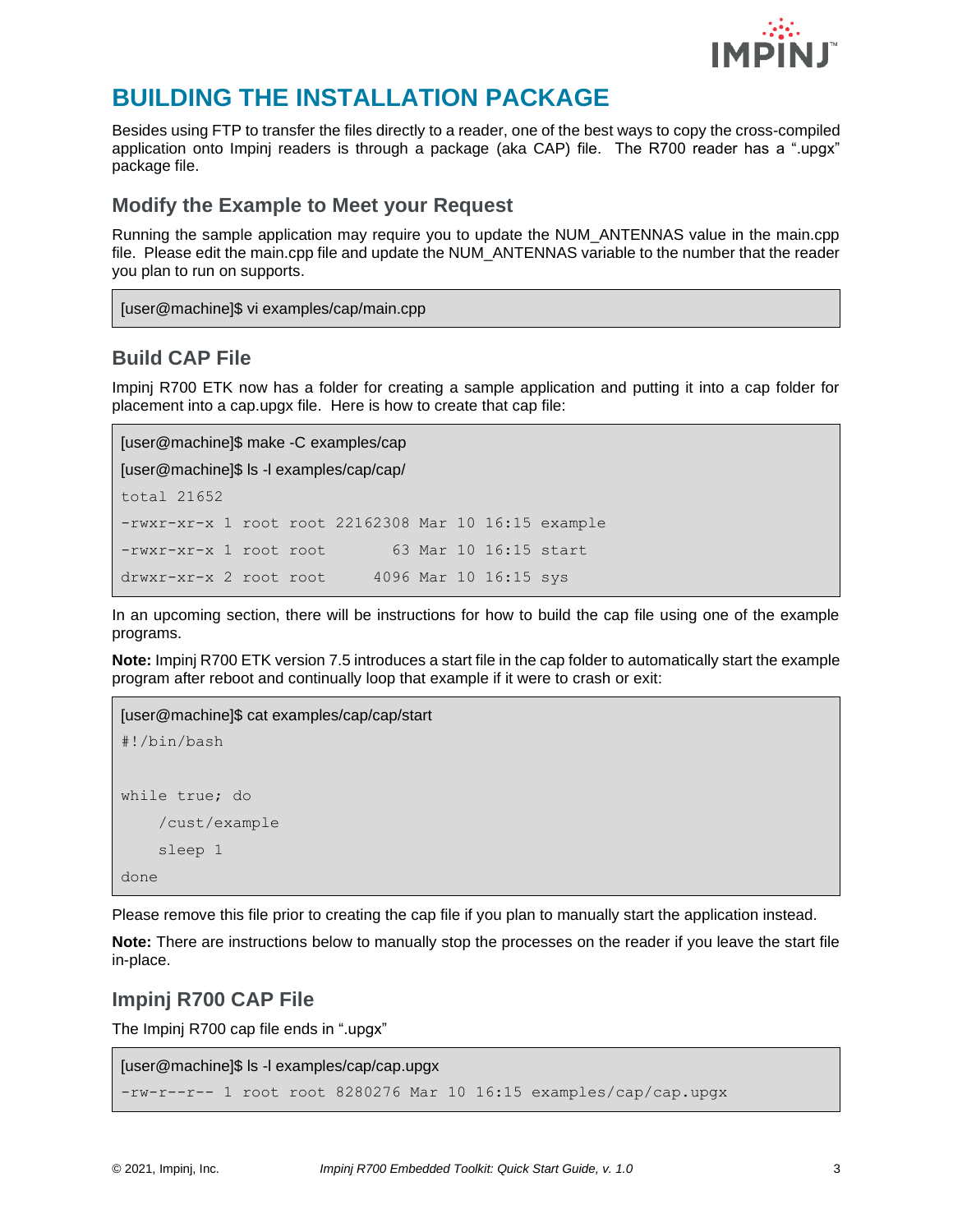# BUILDING THE INSTALLATION PACKAGE

Besides using FTP to transfer the files directly to a reader, one of the best ways to copy the cross-compiled application onto Impinj readers is through a package (aka CAP) file. The R700 reader has a ".upgx" package file.

## Modify the Example to Meet your Request

Running the sample application may require you to update the NUM_ANTENNAS value in the main.cpp file. Please edit the main.cpp file and update the NUM_ANTENNAS variable to the number that the reader you plan to run on supports.

```
[user@machine]$ vi examples/cap/main.cpp
```

## Build CAP File

Impinj R700 ETK now has a folder for creating a sample application and putting it into a cap folder for placement into a cap.upgx file. Here is how to create that cap file:

```
[user@machine]$ make -C examples/cap
[user@machine]$ ls -l examples/cap/cap/
total 21652
-rwxr-xr-x 1 root root 22162308 Mar 10 16:15 example
-rwxr-xr-x 1 root root       63 Mar 10 16:15 start
drwxr-xr-x 2 root root     4096 Mar 10 16:15 sys
```

In an upcoming section, there will be instructions for how to build the cap file using one of the example programs.

**Note:** Impinj R700 ETK version 7.5 introduces a start file in the cap folder to automatically start the example program after reboot and continually loop that example if it were to crash or exit:

```
[user@machine]$ cat examples/cap/cap/start
#!/bin/bash

while true; do
    /cust/example
    sleep 1
done
```

Please remove this file prior to creating the cap file if you plan to manually start the application instead.

**Note:** There are instructions below to manually stop the processes on the reader if you leave the start file in-place.

## Impinj R700 CAP File

The Impinj R700 cap file ends in ".upgx"

```
[user@machine]$ ls -l examples/cap/cap.upgx
-rw-r--r-- 1 root root 8280276 Mar 10 16:15 examples/cap/cap.upgx
```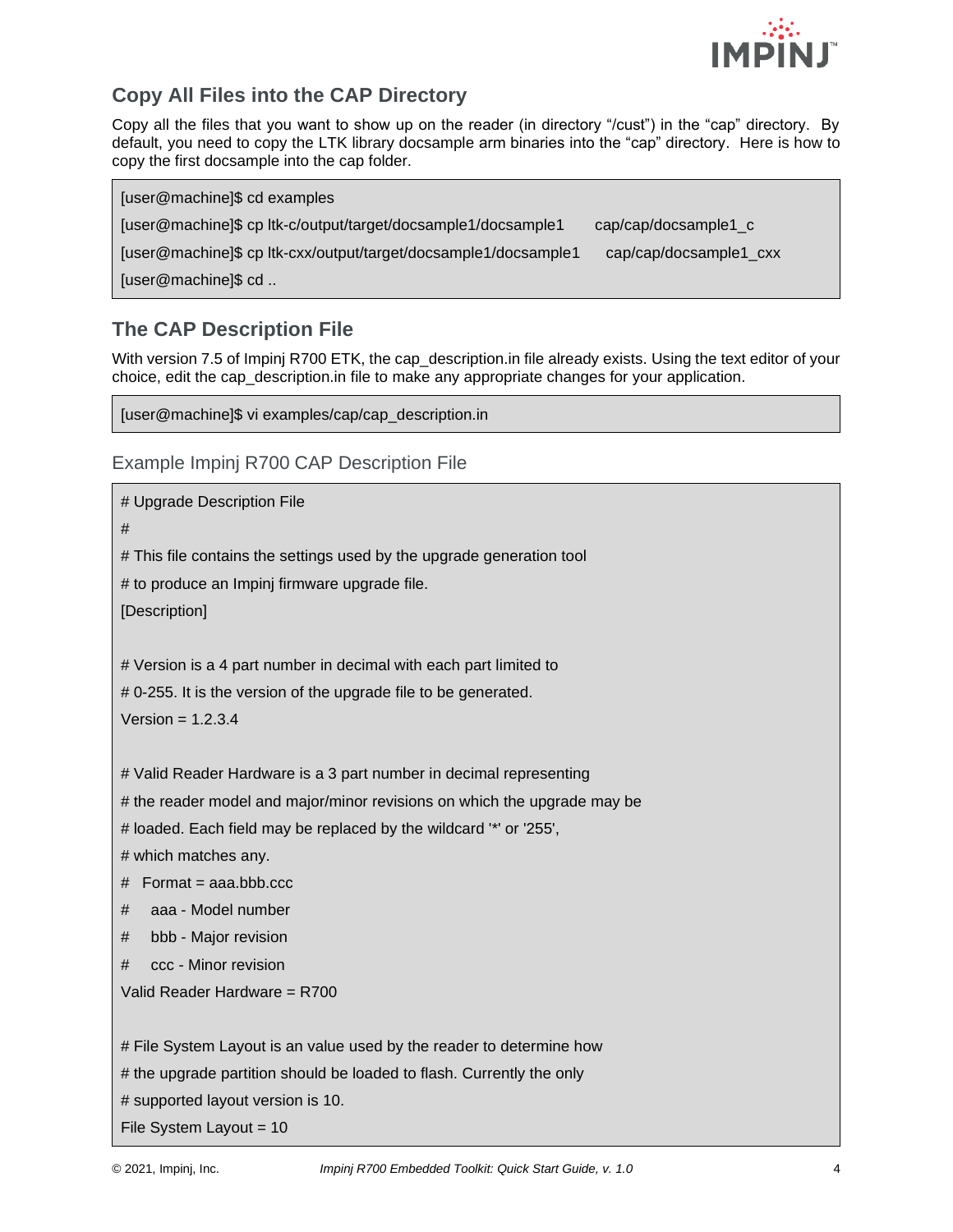## Copy All Files into the CAP Directory

Copy all the files that you want to show up on the reader (in directory "/cust") in the "cap" directory. By default, you need to copy the LTK library docsample arm binaries into the "cap" directory. Here is how to copy the first docsample into the cap folder.

```
[user@machine]$ cd examples
[user@machine]$ cp ltk-c/output/target/docsample1/docsample1      cap/cap/docsample1_c
[user@machine]$ cp ltk-cxx/output/target/docsample1/docsample1     cap/cap/docsample1_cxx
[user@machine]$ cd ..
```

## The CAP Description File

With version 7.5 of Impinj R700 ETK, the cap_description.in file already exists. Using the text editor of your choice, edit the cap_description.in file to make any appropriate changes for your application.

```
[user@machine]$ vi examples/cap/cap_description.in
```

### Example Impinj R700 CAP Description File

```
# Upgrade Description File
#
# This file contains the settings used by the upgrade generation tool
# to produce an Impinj firmware upgrade file.
[Description]

# Version is a 4 part number in decimal with each part limited to
# 0-255. It is the version of the upgrade file to be generated.
Version = 1.2.3.4

# Valid Reader Hardware is a 3 part number in decimal representing
# the reader model and major/minor revisions on which the upgrade may be
# loaded. Each field may be replaced by the wildcard '*' or '255',
# which matches any.
#   Format = aaa.bbb.ccc
#     aaa - Model number
#     bbb - Major revision
#     ccc - Minor revision
Valid Reader Hardware = R700

# File System Layout is an value used by the reader to determine how
# the upgrade partition should be loaded to flash. Currently the only
# supported layout version is 10.
File System Layout = 10
```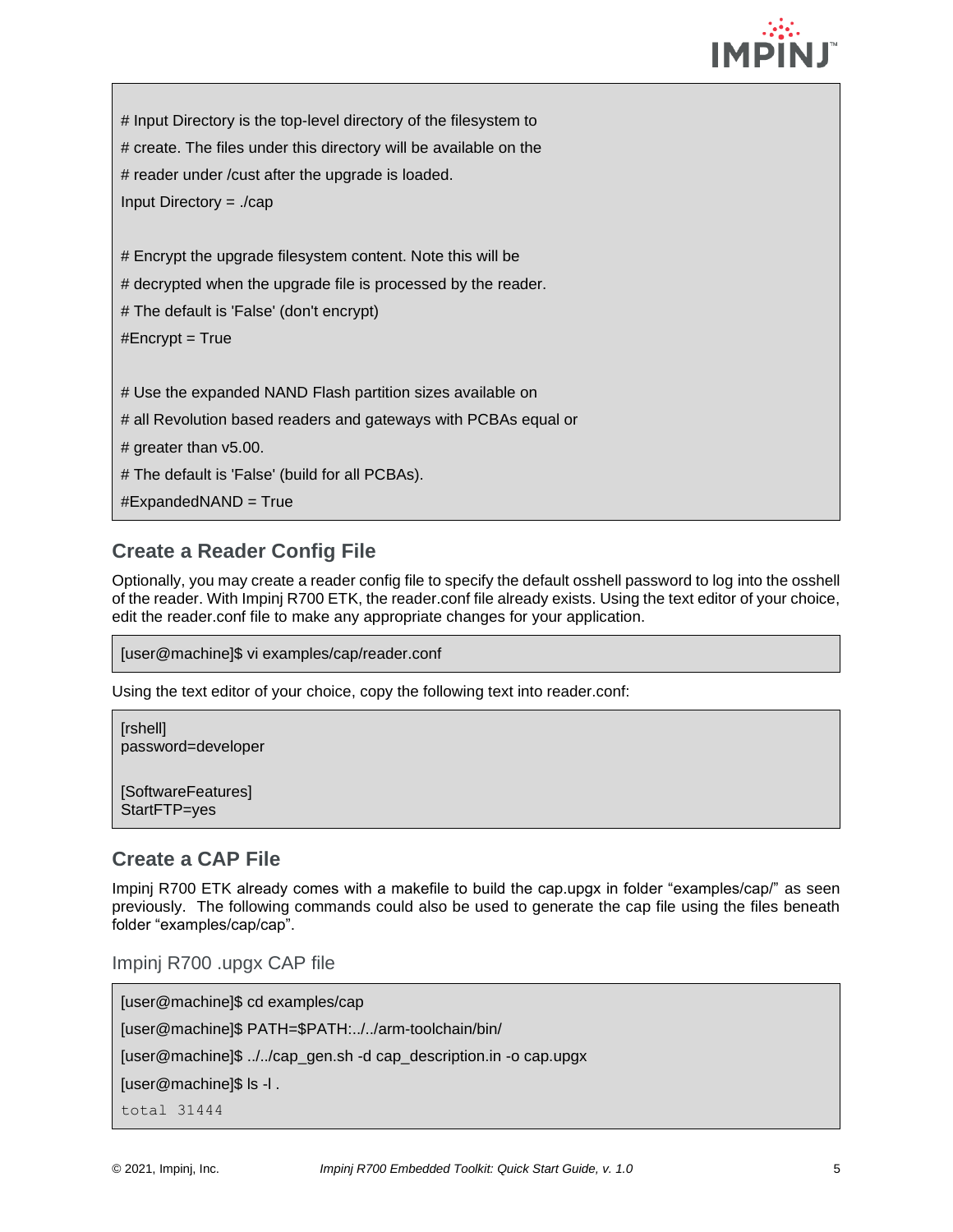```
# Input Directory is the top-level directory of the filesystem to
# create. The files under this directory will be available on the
# reader under /cust after the upgrade is loaded.
Input Directory = ./cap

# Encrypt the upgrade filesystem content. Note this will be
# decrypted when the upgrade file is processed by the reader.
# The default is 'False' (don't encrypt)
#Encrypt = True

# Use the expanded NAND Flash partition sizes available on
# all Revolution based readers and gateways with PCBAs equal or
# greater than v5.00.
# The default is 'False' (build for all PCBAs).
#ExpandedNAND = True
```

## Create a Reader Config File

Optionally, you may create a reader config file to specify the default osshell password to log into the osshell of the reader. With Impinj R700 ETK, the reader.conf file already exists. Using the text editor of your choice, edit the reader.conf file to make any appropriate changes for your application.

```
[user@machine]$ vi examples/cap/reader.conf
```

Using the text editor of your choice, copy the following text into reader.conf:

```
[rshell]
password=developer

[SoftwareFeatures]
StartFTP=yes
```

## Create a CAP File

Impinj R700 ETK already comes with a makefile to build the cap.upgx in folder “examples/cap/” as seen previously. The following commands could also be used to generate the cap file using the files beneath folder “examples/cap/cap”.

### Impinj R700 .upgx CAP file

```
[user@machine]$ cd examples/cap
[user@machine]$ PATH=$PATH:../../arm-toolchain/bin/
[user@machine]$ ../../cap_gen.sh -d cap_description.in -o cap.upgx
[user@machine]$ ls -l .
total 31444
```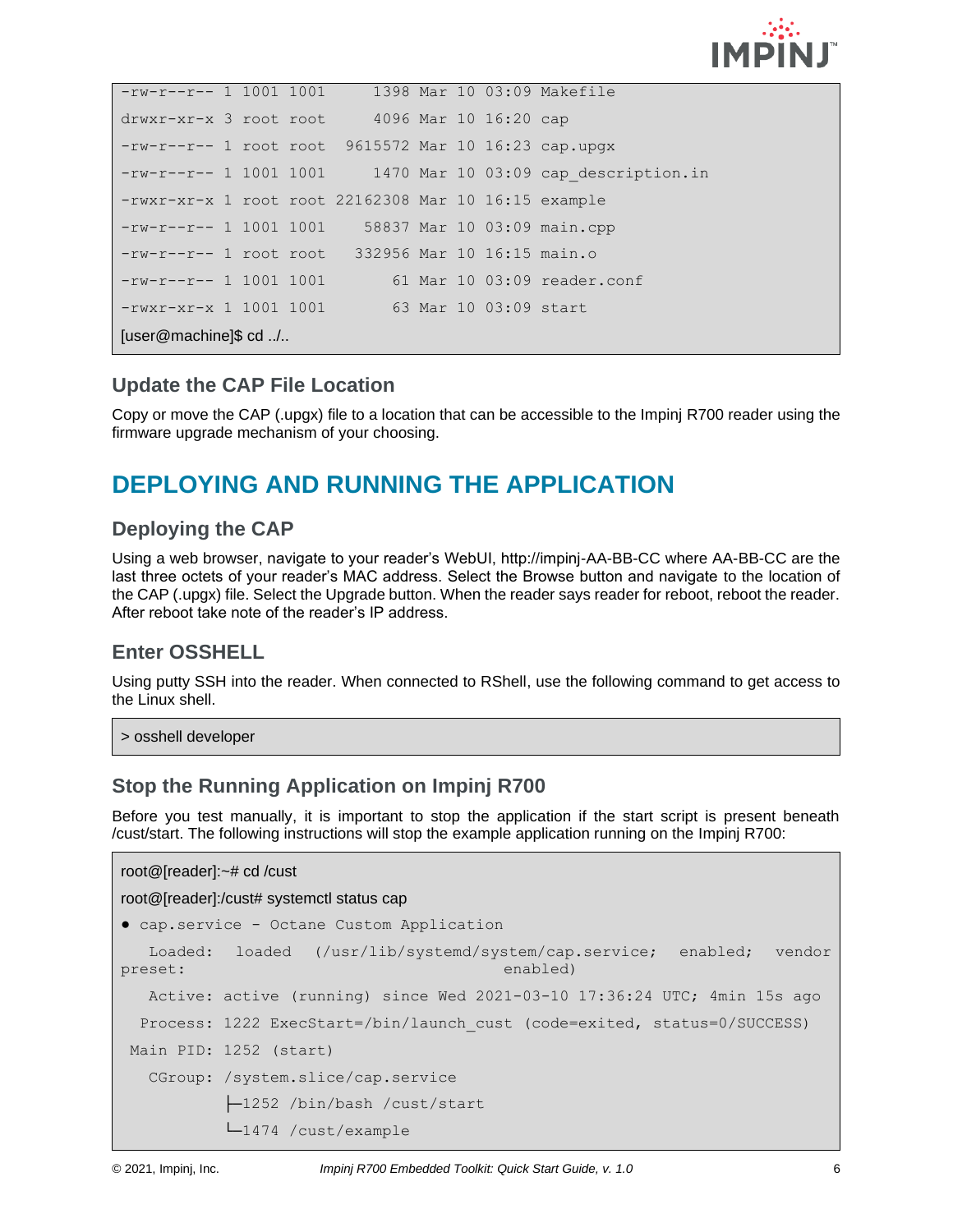```
-rw-r--r-- 1 1001 1001     1398 Mar 10 03:09 Makefile
drwxr-xr-x 3 root root     4096 Mar 10 16:20 cap
-rw-r--r-- 1 root root  9615572 Mar 10 16:23 cap.upgx
-rw-r--r-- 1 1001 1001     1470 Mar 10 03:09 cap_description.in
-rwxr-xr-x 1 root root 22162308 Mar 10 16:15 example
-rw-r--r-- 1 1001 1001    58837 Mar 10 03:09 main.cpp
-rw-r--r-- 1 root root   332956 Mar 10 16:15 main.o
-rw-r--r-- 1 1001 1001       61 Mar 10 03:09 reader.conf
-rwxr-xr-x 1 1001 1001       63 Mar 10 03:09 start
[user@machine]$ cd ../..
```

### Update the CAP File Location

Copy or move the CAP (.upgx) file to a location that can be accessible to the Impinj R700 reader using the firmware upgrade mechanism of your choosing.

## DEPLOYING AND RUNNING THE APPLICATION

### Deploying the CAP

Using a web browser, navigate to your reader's WebUI, http://impinj-AA-BB-CC where AA-BB-CC are the last three octets of your reader's MAC address. Select the Browse button and navigate to the location of the CAP (.upgx) file. Select the Upgrade button. When the reader says reader for reboot, reboot the reader. After reboot take note of the reader's IP address.

### Enter OSSHELL

Using putty SSH into the reader. When connected to RShell, use the following command to get access to the Linux shell.

```
> osshell developer
```

### Stop the Running Application on Impinj R700

Before you test manually, it is important to stop the application if the start script is present beneath /cust/start. The following instructions will stop the example application running on the Impinj R700:

```
root@[reader]:~# cd /cust
root@[reader]:/cust# systemctl status cap
● cap.service - Octane Custom Application
   Loaded: loaded (/usr/lib/systemd/system/cap.service; enabled; vendor preset: enabled)
   Active: active (running) since Wed 2021-03-10 17:36:24 UTC; 4min 15s ago
  Process: 1222 ExecStart=/bin/launch_cust (code=exited, status=0/SUCCESS)
 Main PID: 1252 (start)
   CGroup: /system.slice/cap.service
           ├─1252 /bin/bash /cust/start
           └─1474 /cust/example
```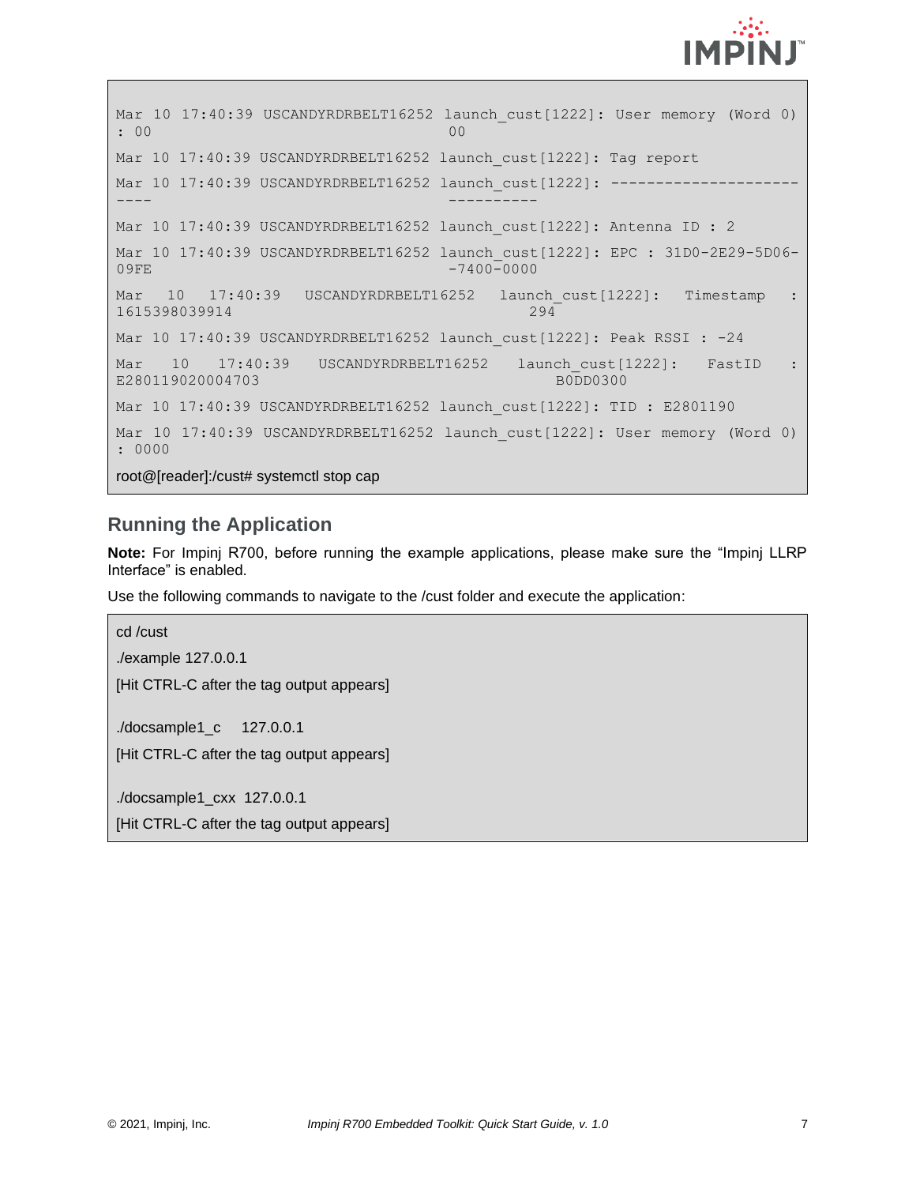```
Mar 10 17:40:39 USCANDYRDRBELT16252 launch_cust[1222]: User memory (Word 0) : 00                                                                00
Mar 10 17:40:39 USCANDYRDRBELT16252 launch_cust[1222]: Tag report
Mar 10 17:40:39 USCANDYRDRBELT16252 launch_cust[1222]: -------------------------                                                          ----------
Mar 10 17:40:39 USCANDYRDRBELT16252 launch_cust[1222]: Antenna ID : 2
Mar 10 17:40:39 USCANDYRDRBELT16252 launch_cust[1222]: EPC : 31D0-2E29-5D06-09FE                                                          -7400-0000
Mar 10 17:40:39 USCANDYRDRBELT16252 launch_cust[1222]: Timestamp : 1615398039914                                                          294
Mar 10 17:40:39 USCANDYRDRBELT16252 launch_cust[1222]: Peak RSSI : -24
Mar 10 17:40:39 USCANDYRDRBELT16252 launch_cust[1222]: FastID : E280119020004703                                                          B0DD0300
Mar 10 17:40:39 USCANDYRDRBELT16252 launch_cust[1222]: TID : E2801190
Mar 10 17:40:39 USCANDYRDRBELT16252 launch_cust[1222]: User memory (Word 0) : 0000
root@[reader]:/cust# systemctl stop cap
```

## Running the Application

**Note:** For Impinj R700, before running the example applications, please make sure the "Impinj LLRP Interface" is enabled.

Use the following commands to navigate to the /cust folder and execute the application:

```
cd /cust
./example 127.0.0.1
[Hit CTRL-C after the tag output appears]

./docsample1_c    127.0.0.1
[Hit CTRL-C after the tag output appears]

./docsample1_cxx  127.0.0.1
[Hit CTRL-C after the tag output appears]
```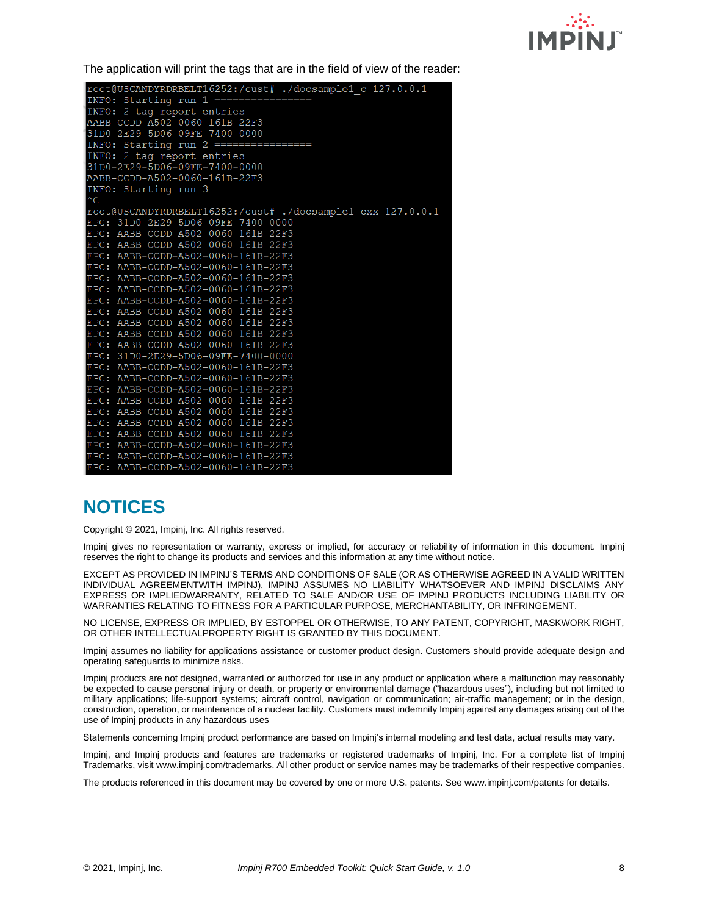The application will print the tags that are in the field of view of the reader:

```
root@USCANDYRDRBELT16252:/cust# ./docsample1_c 127.0.0.1
INFO: Starting run 1 ================
INFO: 2 tag report entries
AABB-CCDD-A502-0060-161B-22F3
31D0-2E29-5D06-09FE-7400-0000
INFO: Starting run 2 ================
INFO: 2 tag report entries
31D0-2E29-5D06-09FE-7400-0000
AABB-CCDD-A502-0060-161B-22F3
INFO: Starting run 3 ================
^C
root@USCANDYRDRBELT16252:/cust# ./docsample1_cxx 127.0.0.1
EPC: 31D0-2E29-5D06-09FE-7400-0000
EPC: AABB-CCDD-A502-0060-161B-22F3
EPC: AABB-CCDD-A502-0060-161B-22F3
EPC: AABB-CCDD-A502-0060-161B-22F3
EPC: AABB-CCDD-A502-0060-161B-22F3
EPC: AABB-CCDD-A502-0060-161B-22F3
EPC: AABB-CCDD-A502-0060-161B-22F3
EPC: AABB-CCDD-A502-0060-161B-22F3
EPC: AABB-CCDD-A502-0060-161B-22F3
EPC: AABB-CCDD-A502-0060-161B-22F3
EPC: AABB-CCDD-A502-0060-161B-22F3
EPC: AABB-CCDD-A502-0060-161B-22F3
EPC: 31D0-2E29-5D06-09FE-7400-0000
EPC: AABB-CCDD-A502-0060-161B-22F3
EPC: AABB-CCDD-A502-0060-161B-22F3
EPC: AABB-CCDD-A502-0060-161B-22F3
EPC: AABB-CCDD-A502-0060-161B-22F3
EPC: AABB-CCDD-A502-0060-161B-22F3
EPC: AABB-CCDD-A502-0060-161B-22F3
EPC: AABB-CCDD-A502-0060-161B-22F3
EPC: AABB-CCDD-A502-0060-161B-22F3
EPC: AABB-CCDD-A502-0060-161B-22F3
EPC: AABB-CCDD-A502-0060-161B-22F3
```

# NOTICES

Copyright © 2021, Impinj, Inc. All rights reserved.

Impinj gives no representation or warranty, express or implied, for accuracy or reliability of information in this document. Impinj reserves the right to change its products and services and this information at any time without notice.

EXCEPT AS PROVIDED IN IMPINJ'S TERMS AND CONDITIONS OF SALE (OR AS OTHERWISE AGREED IN A VALID WRITTEN INDIVIDUAL AGREEMENTWITH IMPINJ), IMPINJ ASSUMES NO LIABILITY WHATSOEVER AND IMPINJ DISCLAIMS ANY EXPRESS OR IMPLIEDWARRANTY, RELATED TO SALE AND/OR USE OF IMPINJ PRODUCTS INCLUDING LIABILITY OR WARRANTIES RELATING TO FITNESS FOR A PARTICULAR PURPOSE, MERCHANTABILITY, OR INFRINGEMENT.

NO LICENSE, EXPRESS OR IMPLIED, BY ESTOPPEL OR OTHERWISE, TO ANY PATENT, COPYRIGHT, MASKWORK RIGHT, OR OTHER INTELLECTUALPROPERTY RIGHT IS GRANTED BY THIS DOCUMENT.

Impinj assumes no liability for applications assistance or customer product design. Customers should provide adequate design and operating safeguards to minimize risks.

Impinj products are not designed, warranted or authorized for use in any product or application where a malfunction may reasonably be expected to cause personal injury or death, or property or environmental damage ("hazardous uses"), including but not limited to military applications; life-support systems; aircraft control, navigation or communication; air-traffic management; or in the design, construction, operation, or maintenance of a nuclear facility. Customers must indemnify Impinj against any damages arising out of the use of Impinj products in any hazardous uses

Statements concerning Impinj product performance are based on Impinj's internal modeling and test data, actual results may vary.

Impinj, and Impinj products and features are trademarks or registered trademarks of Impinj, Inc. For a complete list of Impinj Trademarks, visit www.impinj.com/trademarks. All other product or service names may be trademarks of their respective companies.

The products referenced in this document may be covered by one or more U.S. patents. See www.impinj.com/patents for details.